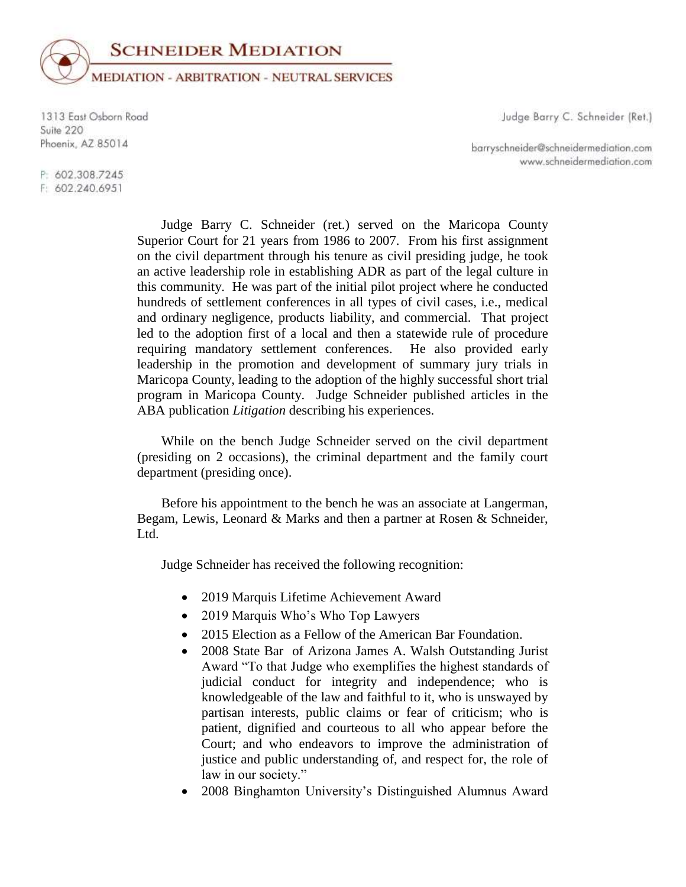# SCHNEIDER MEDIATION

MEDIATION - ARBITRATION - NEUTRAL SERVICES

1313 East Osborn Road
Suite 220
Phoenix, AZ 85014

P: 602.308.7245
F: 602.240.6951

Judge Barry C. Schneider (Ret.)

barryschneider@schneidermediation.com
www.schneidermediation.com

Judge Barry C. Schneider (ret.) served on the Maricopa County Superior Court for 21 years from 1986 to 2007. From his first assignment on the civil department through his tenure as civil presiding judge, he took an active leadership role in establishing ADR as part of the legal culture in this community. He was part of the initial pilot project where he conducted hundreds of settlement conferences in all types of civil cases, i.e., medical and ordinary negligence, products liability, and commercial. That project led to the adoption first of a local and then a statewide rule of procedure requiring mandatory settlement conferences. He also provided early leadership in the promotion and development of summary jury trials in Maricopa County, leading to the adoption of the highly successful short trial program in Maricopa County. Judge Schneider published articles in the ABA publication *Litigation* describing his experiences.

While on the bench Judge Schneider served on the civil department (presiding on 2 occasions), the criminal department and the family court department (presiding once).

Before his appointment to the bench he was an associate at Langerman, Begam, Lewis, Leonard & Marks and then a partner at Rosen & Schneider, Ltd.

Judge Schneider has received the following recognition:

- 2019 Marquis Lifetime Achievement Award
- 2019 Marquis Who's Who Top Lawyers
- 2015 Election as a Fellow of the American Bar Foundation.
- 2008 State Bar of Arizona James A. Walsh Outstanding Jurist Award "To that Judge who exemplifies the highest standards of judicial conduct for integrity and independence; who is knowledgeable of the law and faithful to it, who is unswayed by partisan interests, public claims or fear of criticism; who is patient, dignified and courteous to all who appear before the Court; and who endeavors to improve the administration of justice and public understanding of, and respect for, the role of law in our society."
- 2008 Binghamton University's Distinguished Alumnus Award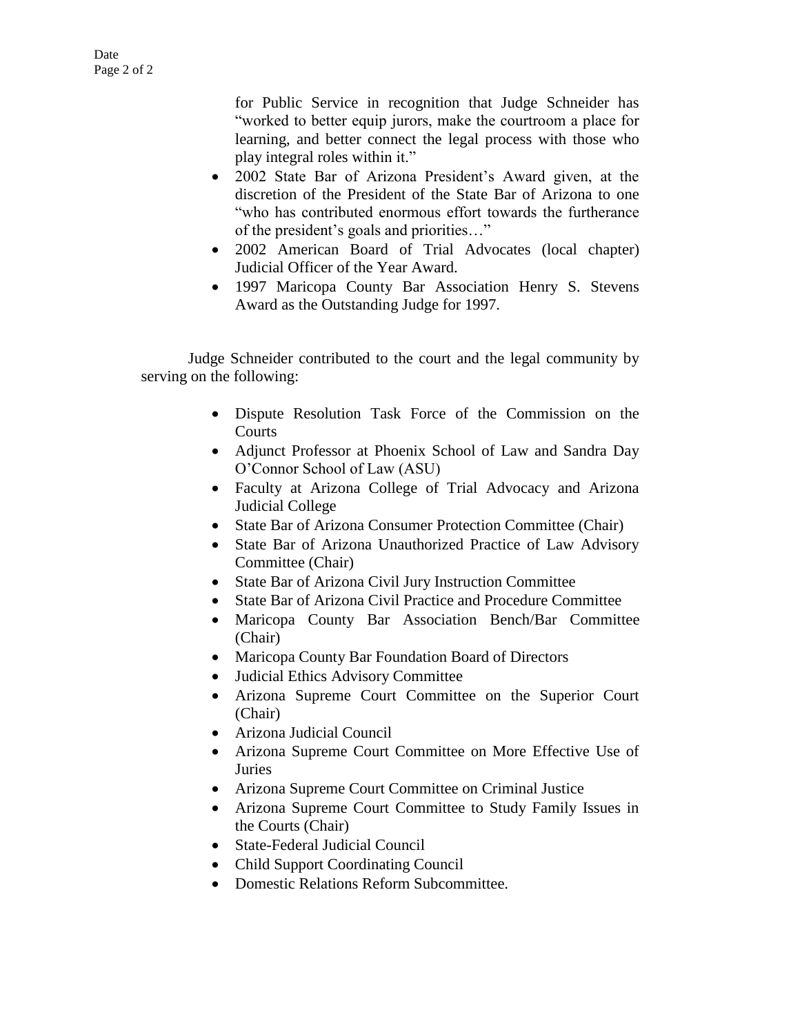for Public Service in recognition that Judge Schneider has "worked to better equip jurors, make the courtroom a place for learning, and better connect the legal process with those who play integral roles within it."

- 2002 State Bar of Arizona President's Award given, at the discretion of the President of the State Bar of Arizona to one "who has contributed enormous effort towards the furtherance of the president's goals and priorities…"
- 2002 American Board of Trial Advocates (local chapter) Judicial Officer of the Year Award.
- 1997 Maricopa County Bar Association Henry S. Stevens Award as the Outstanding Judge for 1997.

Judge Schneider contributed to the court and the legal community by serving on the following:

- Dispute Resolution Task Force of the Commission on the Courts
- Adjunct Professor at Phoenix School of Law and Sandra Day O'Connor School of Law (ASU)
- Faculty at Arizona College of Trial Advocacy and Arizona Judicial College
- State Bar of Arizona Consumer Protection Committee (Chair)
- State Bar of Arizona Unauthorized Practice of Law Advisory Committee (Chair)
- State Bar of Arizona Civil Jury Instruction Committee
- State Bar of Arizona Civil Practice and Procedure Committee
- Maricopa County Bar Association Bench/Bar Committee (Chair)
- Maricopa County Bar Foundation Board of Directors
- Judicial Ethics Advisory Committee
- Arizona Supreme Court Committee on the Superior Court (Chair)
- Arizona Judicial Council
- Arizona Supreme Court Committee on More Effective Use of Juries
- Arizona Supreme Court Committee on Criminal Justice
- Arizona Supreme Court Committee to Study Family Issues in the Courts (Chair)
- State-Federal Judicial Council
- Child Support Coordinating Council
- Domestic Relations Reform Subcommittee.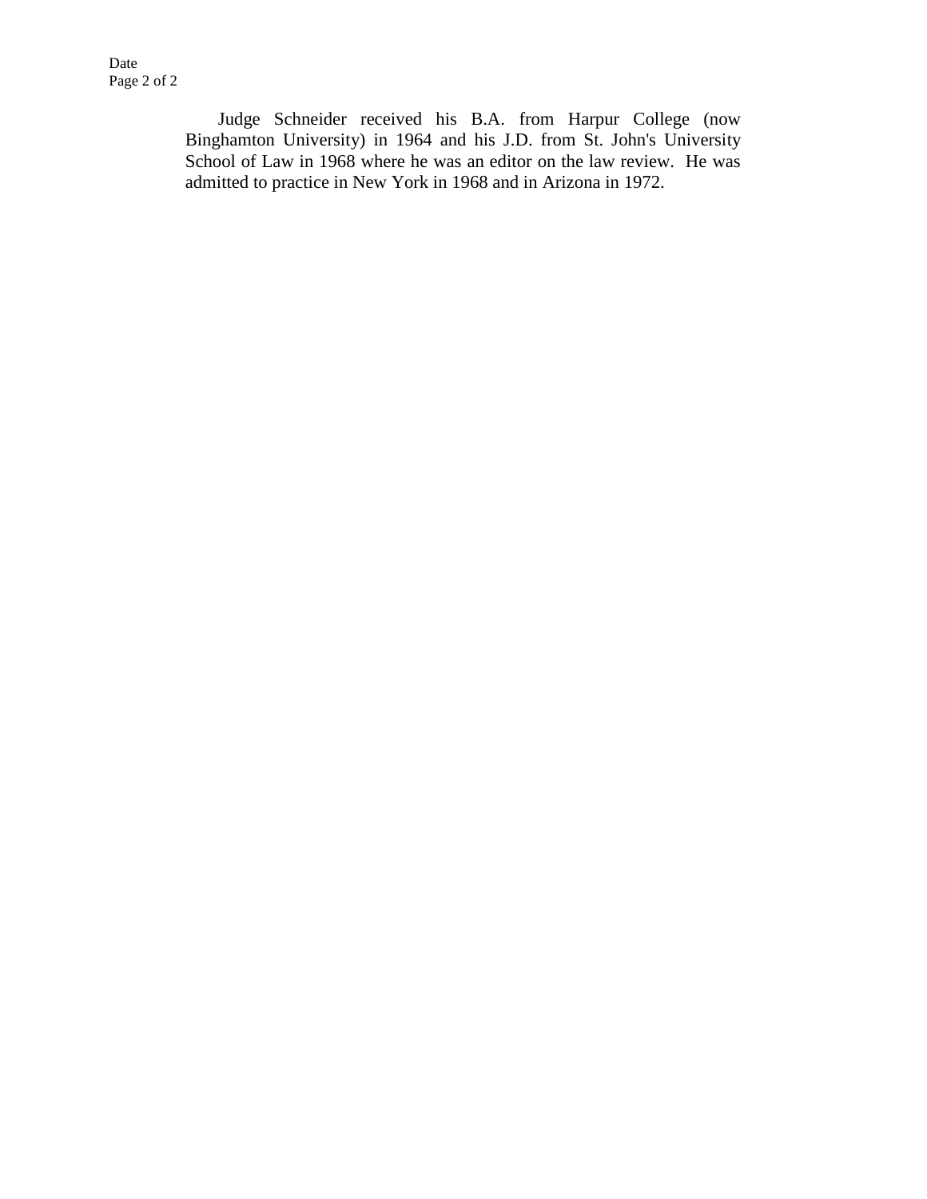Judge Schneider received his B.A. from Harpur College (now Binghamton University) in 1964 and his J.D. from St. John's University School of Law in 1968 where he was an editor on the law review. He was admitted to practice in New York in 1968 and in Arizona in 1972.